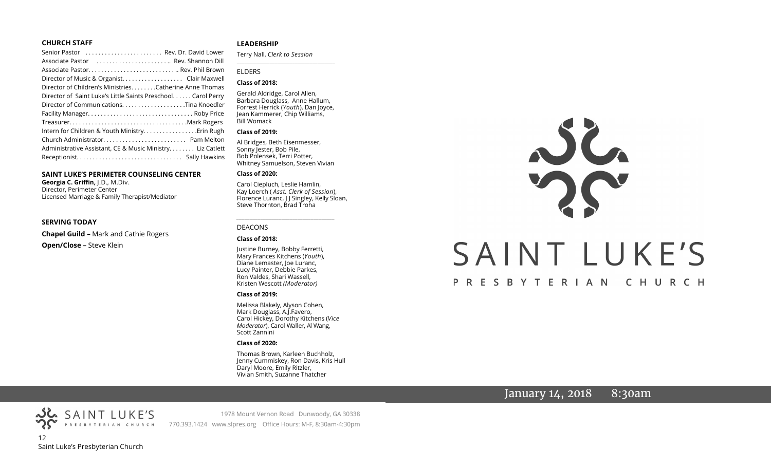## CHURCH STAFF

| | |
|---|---|
| Senior Pastor | Rev. Dr. David Lower |
| Associate Pastor | Rev. Shannon Dill |
| Associate Pastor | Rev. Phil Brown |
| Director of Music & Organist | Clair Maxwell |
| Director of Children's Ministries | Catherine Anne Thomas |
| Director of Saint Luke's Little Saints Preschool | Carol Perry |
| Director of Communications | Tina Knoedler |
| Facility Manager | Roby Price |
| Treasurer | Mark Rogers |
| Intern for Children & Youth Ministry | Erin Rugh |
| Church Administrator | Pam Melton |
| Administrative Assistant, CE & Music Ministry | Liz Catlett |
| Receptionist | Sally Hawkins |

## SAINT LUKE'S PERIMETER COUNSELING CENTER

**Georgia C. Griffin,** J.D., M.Div.
Director, Perimeter Center
Licensed Marriage & Family Therapist/Mediator

## SERVING TODAY

**Chapel Guild –** Mark and Cathie Rogers

**Open/Close –** Steve Klein

## LEADERSHIP

Terry Nall, *Clerk to Session*

### ELDERS

**Class of 2018:**

Gerald Aldridge, Carol Allen, Barbara Douglass, Anne Hallum, Forrest Herrick (*Youth*), Dan Joyce, Jean Kammerer, Chip Williams, Bill Womack

**Class of 2019:**

Al Bridges, Beth Eisenmesser, Sonny Jester, Bob Pile, Bob Polensek, Terri Potter, Whitney Samuelson, Steven Vivian

**Class of 2020:**

Carol Ciepluch, Leslie Hamlin, Kay Loerch ( *Asst. Clerk of Session*), Florence Luranc, J J Singley, Kelly Sloan, Steve Thornton, Brad Troha

### DEACONS

**Class of 2018:**

Justine Burney, Bobby Ferretti, Mary Frances Kitchens (*Youth*), Diane Lemaster, Joe Luranc, Lucy Painter, Debbie Parkes, Ron Valdes, Shari Wassell, Kristen Wescott *(Moderator)*

**Class of 2019:**

Melissa Blakely, Alyson Cohen, Mark Douglass, A.J.Favero, Carol Hickey, Dorothy Kitchens (*Vice Moderator*), Carol Waller, Al Wang, Scott Zannini

**Class of 2020:**

Thomas Brown, Karleen Buchholz, Jenny Cummiskey, Ron Davis, Kris Hull Daryl Moore, Emily Ritzler, Vivian Smith, Suzanne Thatcher

# SAINT LUKE'S
PRESBYTERIAN CHURCH

January 14, 2018 8:30am

SAINT LUKE'S PRESBYTERIAN CHURCH

1978 Mount Vernon Road Dunwoody, GA 30338
770.393.1424 www.slpres.org Office Hours: M-F, 8:30am-4:30pm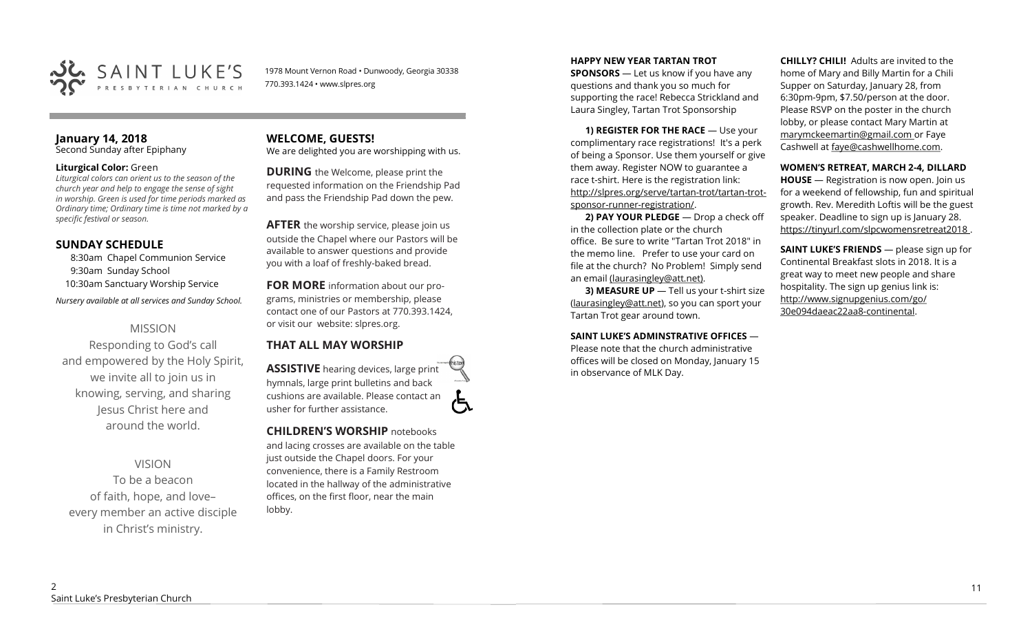SAINT LUKE'S PRESBYTERIAN CHURCH

1978 Mount Vernon Road • Dunwoody, Georgia 30338
770.393.1424 • www.slpres.org

## January 14, 2018

Second Sunday after Epiphany

**Liturgical Color:** Green

*Liturgical colors can orient us to the season of the church year and help to engage the sense of sight in worship. Green is used for time periods marked as Ordinary time; Ordinary time is time not marked by a specific festival or season.*

## SUNDAY SCHEDULE

8:30am Chapel Communion Service
9:30am Sunday School
10:30am Sanctuary Worship Service

*Nursery available at all services and Sunday School.*

MISSION

Responding to God's call and empowered by the Holy Spirit, we invite all to join us in knowing, serving, and sharing Jesus Christ here and around the world.

VISION

To be a beacon of faith, hope, and love– every member an active disciple in Christ's ministry.

## WELCOME, GUESTS!

We are delighted you are worshipping with us.

**DURING** the Welcome, please print the requested information on the Friendship Pad and pass the Friendship Pad down the pew.

**AFTER** the worship service, please join us outside the Chapel where our Pastors will be available to answer questions and provide you with a loaf of freshly-baked bread.

**FOR MORE** information about our programs, ministries or membership, please contact one of our Pastors at 770.393.1424, or visit our website: slpres.org.

## THAT ALL MAY WORSHIP

**ASSISTIVE** hearing devices, large print hymnals, large print bulletins and back cushions are available. Please contact an usher for further assistance.

**CHILDREN'S WORSHIP** notebooks and lacing crosses are available on the table just outside the Chapel doors. For your convenience, there is a Family Restroom located in the hallway of the administrative offices, on the first floor, near the main lobby.

**HAPPY NEW YEAR TARTAN TROT SPONSORS** — Let us know if you have any questions and thank you so much for supporting the race! Rebecca Strickland and Laura Singley, Tartan Trot Sponsorship

**1) REGISTER FOR THE RACE** — Use your complimentary race registrations! It's a perk of being a Sponsor. Use them yourself or give them away. Register NOW to guarantee a race t-shirt. Here is the registration link: http://slpres.org/serve/tartan-trot/tartan-trot-sponsor-runner-registration/.

**2) PAY YOUR PLEDGE** — Drop a check off in the collection plate or the church office. Be sure to write "Tartan Trot 2018" in the memo line. Prefer to use your card on file at the church? No Problem! Simply send an email (laurasingley@att.net).

**3) MEASURE UP** — Tell us your t-shirt size (laurasingley@att.net), so you can sport your Tartan Trot gear around town.

**SAINT LUKE'S ADMINSTRATIVE OFFICES** — Please note that the church administrative offices will be closed on Monday, January 15 in observance of MLK Day.

**CHILLY? CHILI!** Adults are invited to the home of Mary and Billy Martin for a Chili Supper on Saturday, January 28, from 6:30pm-9pm, $7.50/person at the door. Please RSVP on the poster in the church lobby, or please contact Mary Martin at marymckeemartin@gmail.com or Faye Cashwell at faye@cashwellhome.com.

**WOMEN'S RETREAT, MARCH 2-4, DILLARD HOUSE** — Registration is now open. Join us for a weekend of fellowship, fun and spiritual growth. Rev. Meredith Loftis will be the guest speaker. Deadline to sign up is January 28. https://tinyurl.com/slpcwomensretreat2018 .

**SAINT LUKE'S FRIENDS** — please sign up for Continental Breakfast slots in 2018. It is a great way to meet new people and share hospitality. The sign up genius link is: http://www.signupgenius.com/go/30e094daeac22aa8-continental.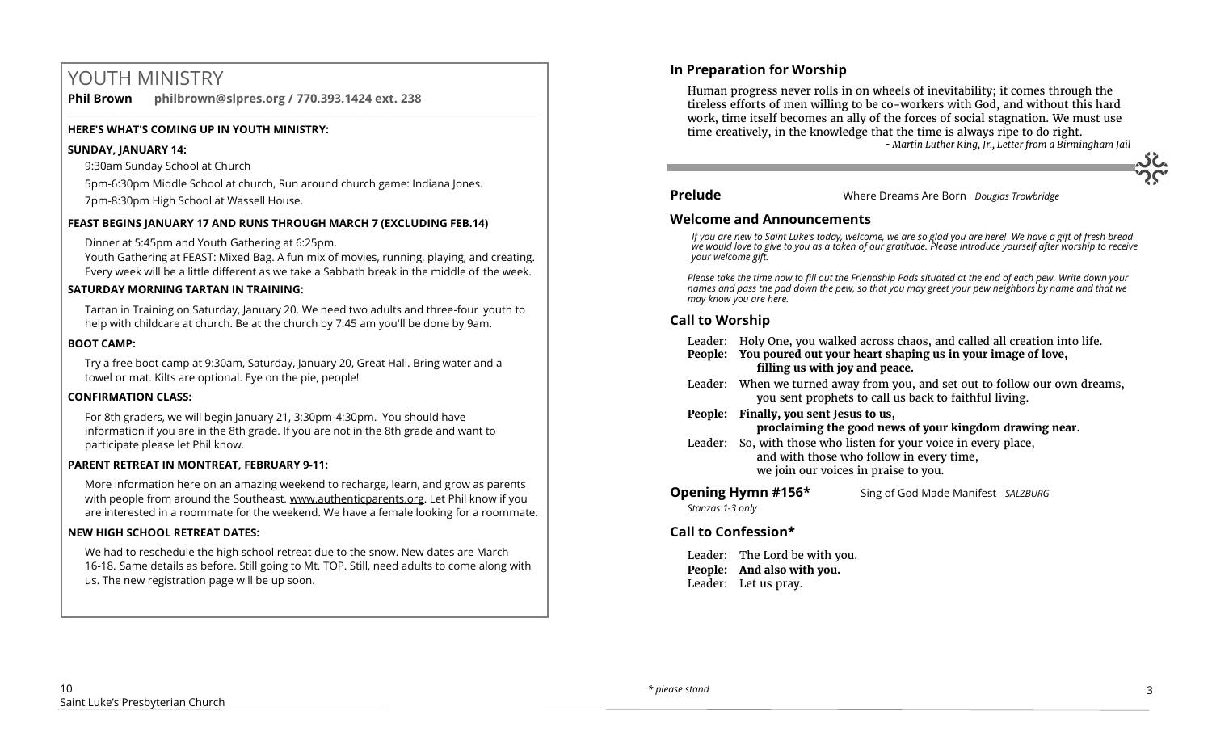# YOUTH MINISTRY

**Phil Brown philbrown@slpres.org / 770.393.1424 ext. 238**

**HERE'S WHAT'S COMING UP IN YOUTH MINISTRY:**

**SUNDAY, JANUARY 14:**

9:30am Sunday School at Church

5pm-6:30pm Middle School at church, Run around church game: Indiana Jones.

7pm-8:30pm High School at Wassell House.

**FEAST BEGINS JANUARY 17 AND RUNS THROUGH MARCH 7 (EXCLUDING FEB.14)**

Dinner at 5:45pm and Youth Gathering at 6:25pm.

Youth Gathering at FEAST: Mixed Bag. A fun mix of movies, running, playing, and creating. Every week will be a little different as we take a Sabbath break in the middle of the week.

**SATURDAY MORNING TARTAN IN TRAINING:**

Tartan in Training on Saturday, January 20. We need two adults and three-four youth to help with childcare at church. Be at the church by 7:45 am you'll be done by 9am.

**BOOT CAMP:**

Try a free boot camp at 9:30am, Saturday, January 20, Great Hall. Bring water and a towel or mat. Kilts are optional. Eye on the pie, people!

**CONFIRMATION CLASS:**

For 8th graders, we will begin January 21, 3:30pm-4:30pm. You should have information if you are in the 8th grade. If you are not in the 8th grade and want to participate please let Phil know.

**PARENT RETREAT IN MONTREAT, FEBRUARY 9-11:**

More information here on an amazing weekend to recharge, learn, and grow as parents with people from around the Southeast. www.authenticparents.org. Let Phil know if you are interested in a roommate for the weekend. We have a female looking for a roommate.

**NEW HIGH SCHOOL RETREAT DATES:**

We had to reschedule the high school retreat due to the snow. New dates are March 16-18. Same details as before. Still going to Mt. TOP. Still, need adults to come along with us. The new registration page will be up soon.

## In Preparation for Worship

Human progress never rolls in on wheels of inevitability; it comes through the tireless efforts of men willing to be co-workers with God, and without this hard work, time itself becomes an ally of the forces of social stagnation. We must use time creatively, in the knowledge that the time is always ripe to do right.

*- Martin Luther King, Jr., Letter from a Birmingham Jail*

**Prelude** Where Dreams Are Born *Douglas Trowbridge*

## Welcome and Announcements

*If you are new to Saint Luke's today, welcome, we are so glad you are here! We have a gift of fresh bread we would love to give to you as a token of our gratitude. Please introduce yourself after worship to receive your welcome gift.*

*Please take the time now to fill out the Friendship Pads situated at the end of each pew. Write down your names and pass the pad down the pew, so that you may greet your pew neighbors by name and that we may know you are here.*

## Call to Worship

Leader: Holy One, you walked across chaos, and called all creation into life.

**People: You poured out your heart shaping us in your image of love, filling us with joy and peace.**

Leader: When we turned away from you, and set out to follow our own dreams, you sent prophets to call us back to faithful living.

**People: Finally, you sent Jesus to us, proclaiming the good news of your kingdom drawing near.**

Leader: So, with those who listen for your voice in every place, and with those who follow in every time, we join our voices in praise to you.

**Opening Hymn #156*** Sing of God Made Manifest *SALZBURG*

*Stanzas 1-3 only*

## Call to Confession*

Leader: The Lord be with you.

**People: And also with you.**

Leader: Let us pray.

*\* please stand*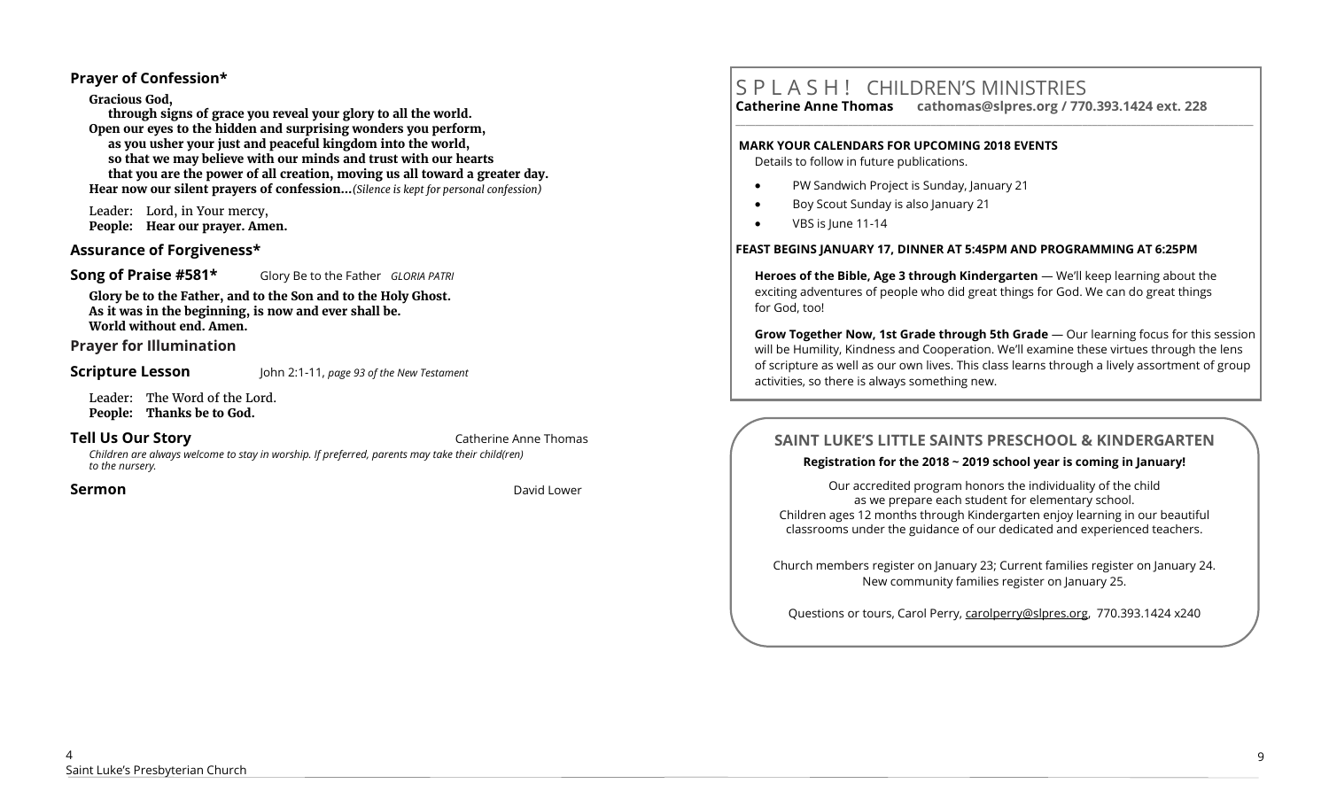### Prayer of Confession*

**Gracious God,**
**through signs of grace you reveal your glory to all the world.**
**Open our eyes to the hidden and surprising wonders you perform,**
**as you usher your just and peaceful kingdom into the world,**
**so that we may believe with our minds and trust with our hearts**
**that you are the power of all creation, moving us all toward a greater day.**
**Hear now our silent prayers of confession…***(Silence is kept for personal confession)*

Leader: Lord, in Your mercy,
**People: Hear our prayer. Amen.**

### Assurance of Forgiveness*

### Song of Praise #581*

Glory Be to the Father *GLORIA PATRI*

**Glory be to the Father, and to the Son and to the Holy Ghost.**
**As it was in the beginning, is now and ever shall be.**
**World without end. Amen.**

### Prayer for Illumination

### Scripture Lesson

John 2:1-11, *page 93 of the New Testament*

Leader: The Word of the Lord.
**People: Thanks be to God.**

### Tell Us Our Story

Catherine Anne Thomas

*Children are always welcome to stay in worship. If preferred, parents may take their child(ren) to the nursery.*

### Sermon

David Lower

# S P L A S H ! CHILDREN'S MINISTRIES

**Catherine Anne Thomas cathomas@slpres.org / 770.393.1424 ext. 228**

**MARK YOUR CALENDARS FOR UPCOMING 2018 EVENTS**

Details to follow in future publications.

- PW Sandwich Project is Sunday, January 21
- Boy Scout Sunday is also January 21
- VBS is June 11-14

**FEAST BEGINS JANUARY 17, DINNER AT 5:45PM AND PROGRAMMING AT 6:25PM**

**Heroes of the Bible, Age 3 through Kindergarten** — We'll keep learning about the exciting adventures of people who did great things for God. We can do great things for God, too!

**Grow Together Now, 1st Grade through 5th Grade** — Our learning focus for this session will be Humility, Kindness and Cooperation. We'll examine these virtues through the lens of scripture as well as our own lives. This class learns through a lively assortment of group activities, so there is always something new.

## SAINT LUKE'S LITTLE SAINTS PRESCHOOL & KINDERGARTEN

**Registration for the 2018 ~ 2019 school year is coming in January!**

Our accredited program honors the individuality of the child as we prepare each student for elementary school. Children ages 12 months through Kindergarten enjoy learning in our beautiful classrooms under the guidance of our dedicated and experienced teachers.

Church members register on January 23; Current families register on January 24. New community families register on January 25.

Questions or tours, Carol Perry, carolperry@slpres.org, 770.393.1424 x240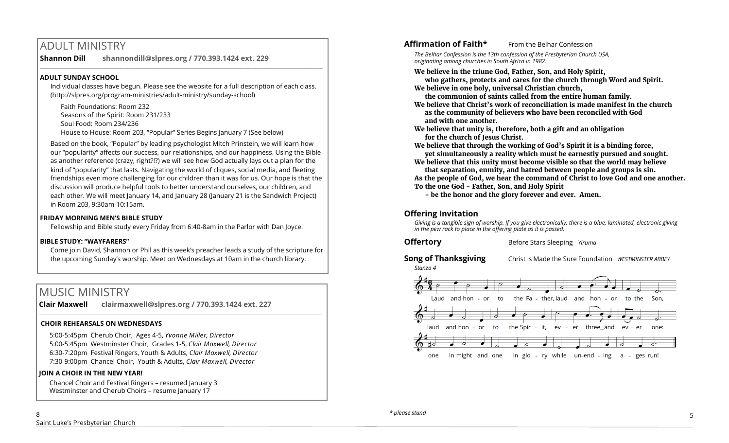## ADULT MINISTRY

**Shannon Dill** **shannondill@slpres.org / 770.393.1424 ext. 229**

**ADULT SUNDAY SCHOOL**

Individual classes have begun. Please see the website for a full description of each class. (http://slpres.org/program-ministries/adult-ministry/sunday-school)

Faith Foundations: Room 232
Seasons of the Spirit: Room 231/233
Soul Food: Room 234/236
House to House: Room 203, "Popular" Series Begins January 7 (See below)

Based on the book, "Popular" by leading psychologist Mitch Prinstein, we will learn how our "popularity" affects our success, our relationships, and our happiness. Using the Bible as another reference (crazy, right?!?) we will see how God actually lays out a plan for the kind of "popularity" that lasts. Navigating the world of cliques, social media, and fleeting friendships even more challenging for our children than it was for us. Our hope is that the discussion will produce helpful tools to better understand ourselves, our children, and each other. We will meet January 14, and January 28 (January 21 is the Sandwich Project) in Room 203, 9:30am-10:15am.

**FRIDAY MORNING MEN'S BIBLE STUDY**

Fellowship and Bible study every Friday from 6:40-8am in the Parlor with Dan Joyce.

**BIBLE STUDY: "WAYFARERS"**

Come join David, Shannon or Phil as this week's preacher leads a study of the scripture for the upcoming Sunday's worship. Meet on Wednesdays at 10am in the church library.

## MUSIC MINISTRY

**Clair Maxwell** **clairmaxwell@slpres.org / 770.393.1424 ext. 227**

**CHOIR REHEARSALS ON WEDNESDAYS**

5:00-5:45pm Cherub Choir, Ages 4-5, *Yvonne Miller, Director*
5:00-5:45pm Westminster Choir, Grades 1-5, *Clair Maxwell, Director*
6:30-7:20pm Festival Ringers, Youth & Adults, *Clair Maxwell, Director*
7:30-9:00pm Chancel Choir, Youth & Adults, *Clair Maxwell, Director*

**JOIN A CHOIR IN THE NEW YEAR!**

Chancel Choir and Festival Ringers – resumed January 3
Westminster and Cherub Choirs – resume January 17

Saint Luke's Presbyterian Church

**Affirmation of Faith*** From the Belhar Confession

*The Belhar Confession is the 13th confession of the Presbyterian Church USA, originating among churches in South Africa in 1982.*

**We believe in the triune God, Father, Son, and Holy Spirit,**
**who gathers, protects and cares for the church through Word and Spirit.**
**We believe in one holy, universal Christian church,**
**the communion of saints called from the entire human family.**
**We believe that Christ's work of reconciliation is made manifest in the church**
**as the community of believers who have been reconciled with God**
**and with one another.**
**We believe that unity is, therefore, both a gift and an obligation**
**for the church of Jesus Christ.**
**We believe that through the working of God's Spirit it is a binding force,**
**yet simultaneously a reality which must be earnestly pursued and sought.**
**We believe that this unity must become visible so that the world may believe**
**that separation, enmity, and hatred between people and groups is sin.**
**As the people of God, we hear the commandment of Christ to love God and one another.**
**To the one God - Father, Son, and Holy Spirit**
**- be the honor and the glory forever and ever. Amen.**

**Offering Invitation**

*Giving is a tangible sign of worship. If you give electronically, there is a blue, laminated, electronic giving in the pew rack to place in the offering plate as it is passed.*

**Offertory** Before Stars Sleeping *Yiruma*

**Song of Thanksgiving** Christ is Made the Sure Foundation *WESTMINSTER ABBEY*

*Stanza 4*

Laud and hon - or to the Fa - ther, laud and hon - or to the Son,
laud and hon - or to the Spir - it, ev - er three and ev - er one:
one in might and one in glo - ry while un-end - ing a - ges run!

*\* please stand*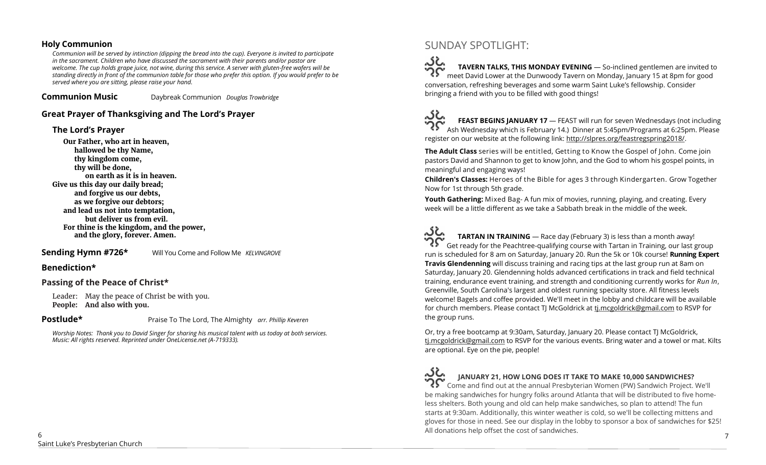## Holy Communion

*Communion will be served by intinction (dipping the bread into the cup). Everyone is invited to participate in the sacrament. Children who have discussed the sacrament with their parents and/or pastor are welcome. The cup holds grape juice, not wine, during this service. A server with gluten-free wafers will be standing directly in front of the communion table for those who prefer this option. If you would prefer to be served where you are sitting, please raise your hand.*

**Communion Music** Daybreak Communion *Douglas Trowbridge*

## Great Prayer of Thanksgiving and The Lord's Prayer

### The Lord's Prayer

**Our Father, who art in heaven,**
**hallowed be thy Name,**
**thy kingdom come,**
**thy will be done,**
**on earth as it is in heaven.**
**Give us this day our daily bread;**
**and forgive us our debts,**
**as we forgive our debtors;**
**and lead us not into temptation,**
**but deliver us from evil.**
**For thine is the kingdom, and the power,**
**and the glory, forever. Amen.**

**Sending Hymn #726\*** Will You Come and Follow Me *KELVINGROVE*

## Benediction*

## Passing of the Peace of Christ*

Leader: May the peace of Christ be with you.
**People: And also with you.**

**Postlude\*** Praise To The Lord, The Almighty *arr. Phillip Keveren*

*Worship Notes: Thank you to David Singer for sharing his musical talent with us today at both services. Music: All rights reserved. Reprinted under OneLicense.net (A-719333).*

# SUNDAY SPOTLIGHT:

**TAVERN TALKS, THIS MONDAY EVENING** — So-inclined gentlemen are invited to meet David Lower at the Dunwoody Tavern on Monday, January 15 at 8pm for good conversation, refreshing beverages and some warm Saint Luke's fellowship. Consider bringing a friend with you to be filled with good things!

**FEAST BEGINS JANUARY 17** — FEAST will run for seven Wednesdays (not including Ash Wednesday which is February 14.) Dinner at 5:45pm/Programs at 6:25pm. Please register on our website at the following link: http://slpres.org/feastregspring2018/.

**The Adult Class** series will be entitled, Getting to Know the Gospel of John. Come join pastors David and Shannon to get to know John, and the God to whom his gospel points, in meaningful and engaging ways!

**Children's Classes:** Heroes of the Bible for ages 3 through Kindergarten. Grow Together Now for 1st through 5th grade.

**Youth Gathering:** Mixed Bag- A fun mix of movies, running, playing, and creating. Every week will be a little different as we take a Sabbath break in the middle of the week.

**TARTAN IN TRAINING** — Race day (February 3) is less than a month away! Get ready for the Peachtree-qualifying course with Tartan in Training, our last group run is scheduled for 8 am on Saturday, January 20. Run the 5k or 10k course! **Running Expert Travis Glendenning** will discuss training and racing tips at the last group run at 8am on Saturday, January 20. Glendenning holds advanced certifications in track and field technical training, endurance event training, and strength and conditioning currently works for *Run In*, Greenville, South Carolina's largest and oldest running specialty store. All fitness levels welcome! Bagels and coffee provided. We'll meet in the lobby and childcare will be available for church members. Please contact TJ McGoldrick at tj.mcgoldrick@gmail.com to RSVP for the group runs.

Or, try a free bootcamp at 9:30am, Saturday, January 20. Please contact TJ McGoldrick, tj.mcgoldrick@gmail.com to RSVP for the various events. Bring water and a towel or mat. Kilts are optional. Eye on the pie, people!

**JANUARY 21, HOW LONG DOES IT TAKE TO MAKE 10,000 SANDWICHES?** Come and find out at the annual Presbyterian Women (PW) Sandwich Project. We'll be making sandwiches for hungry folks around Atlanta that will be distributed to five home-less shelters. Both young and old can help make sandwiches, so plan to attend! The fun starts at 9:30am. Additionally, this winter weather is cold, so we'll be collecting mittens and gloves for those in need. See our display in the lobby to sponsor a box of sandwiches for $25! All donations help offset the cost of sandwiches.